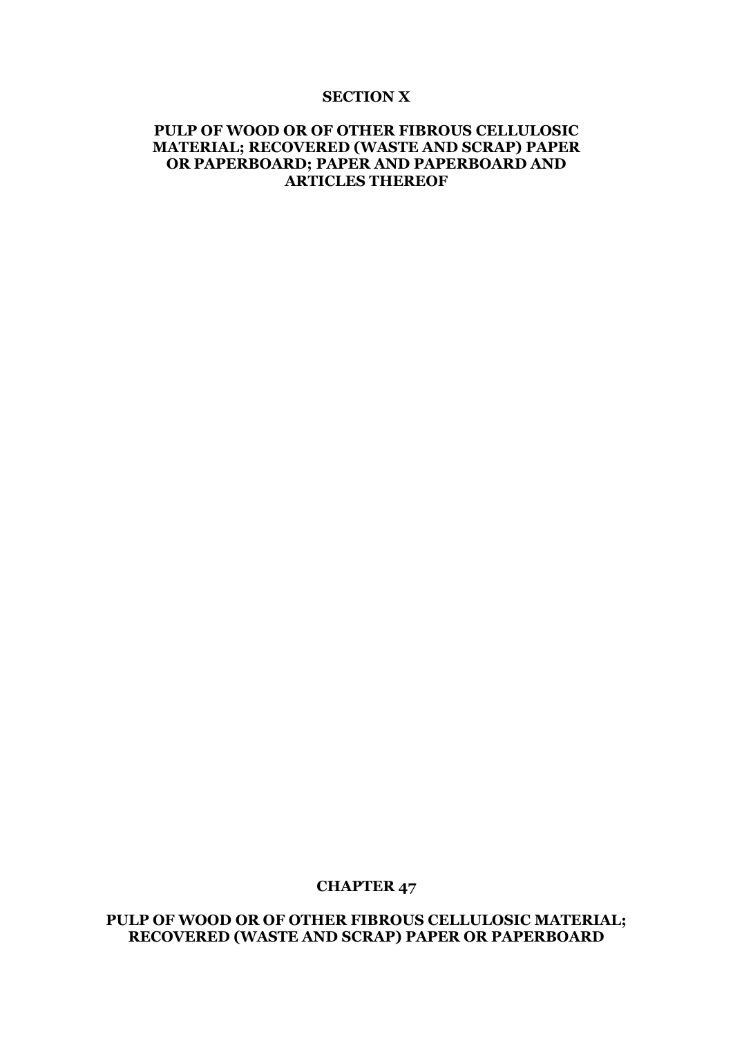# SECTION X

## PULP OF WOOD OR OF OTHER FIBROUS CELLULOSIC MATERIAL; RECOVERED (WASTE AND SCRAP) PAPER OR PAPERBOARD; PAPER AND PAPERBOARD AND ARTICLES THEREOF

# CHAPTER 47

## PULP OF WOOD OR OF OTHER FIBROUS CELLULOSIC MATERIAL; RECOVERED (WASTE AND SCRAP) PAPER OR PAPERBOARD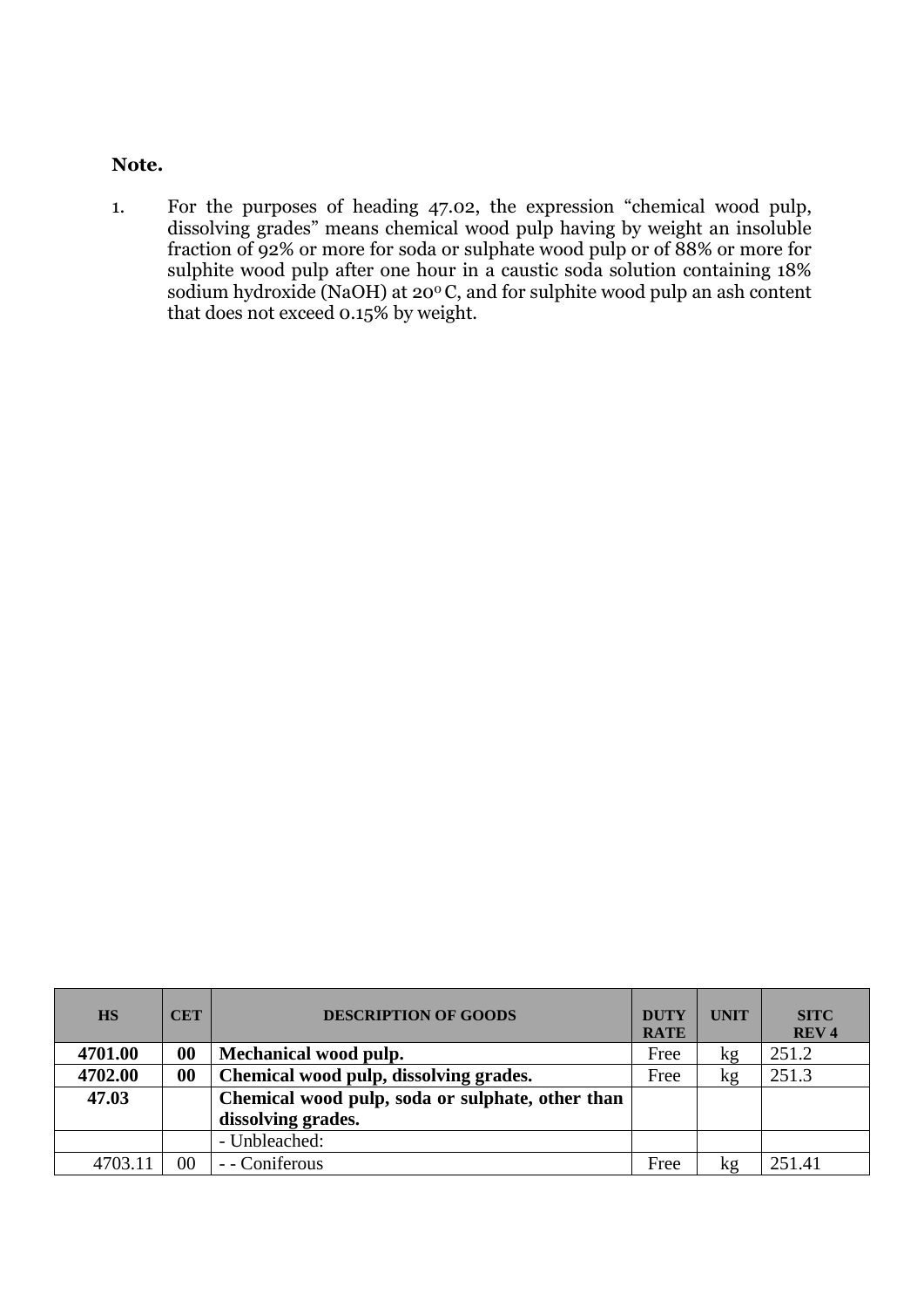**Note.**

1. For the purposes of heading 47.02, the expression “chemical wood pulp, dissolving grades” means chemical wood pulp having by weight an insoluble fraction of 92% or more for soda or sulphate wood pulp or of 88% or more for sulphite wood pulp after one hour in a caustic soda solution containing 18% sodium hydroxide (NaOH) at 20$^{o}$ C, and for sulphite wood pulp an ash content that does not exceed 0.15% by weight.

| HS | CET | DESCRIPTION OF GOODS | DUTY RATE | UNIT | SITC REV 4 |
|---|---|---|---|---|---|
| **4701.00** | **00** | **Mechanical wood pulp.** | Free | kg | 251.2 |
| **4702.00** | **00** | **Chemical wood pulp, dissolving grades.** | Free | kg | 251.3 |
| **47.03** | | **Chemical wood pulp, soda or sulphate, other than dissolving grades.** | | | |
| | | - Unbleached: | | | |
| 4703.11 | 00 | - - Coniferous | Free | kg | 251.41 |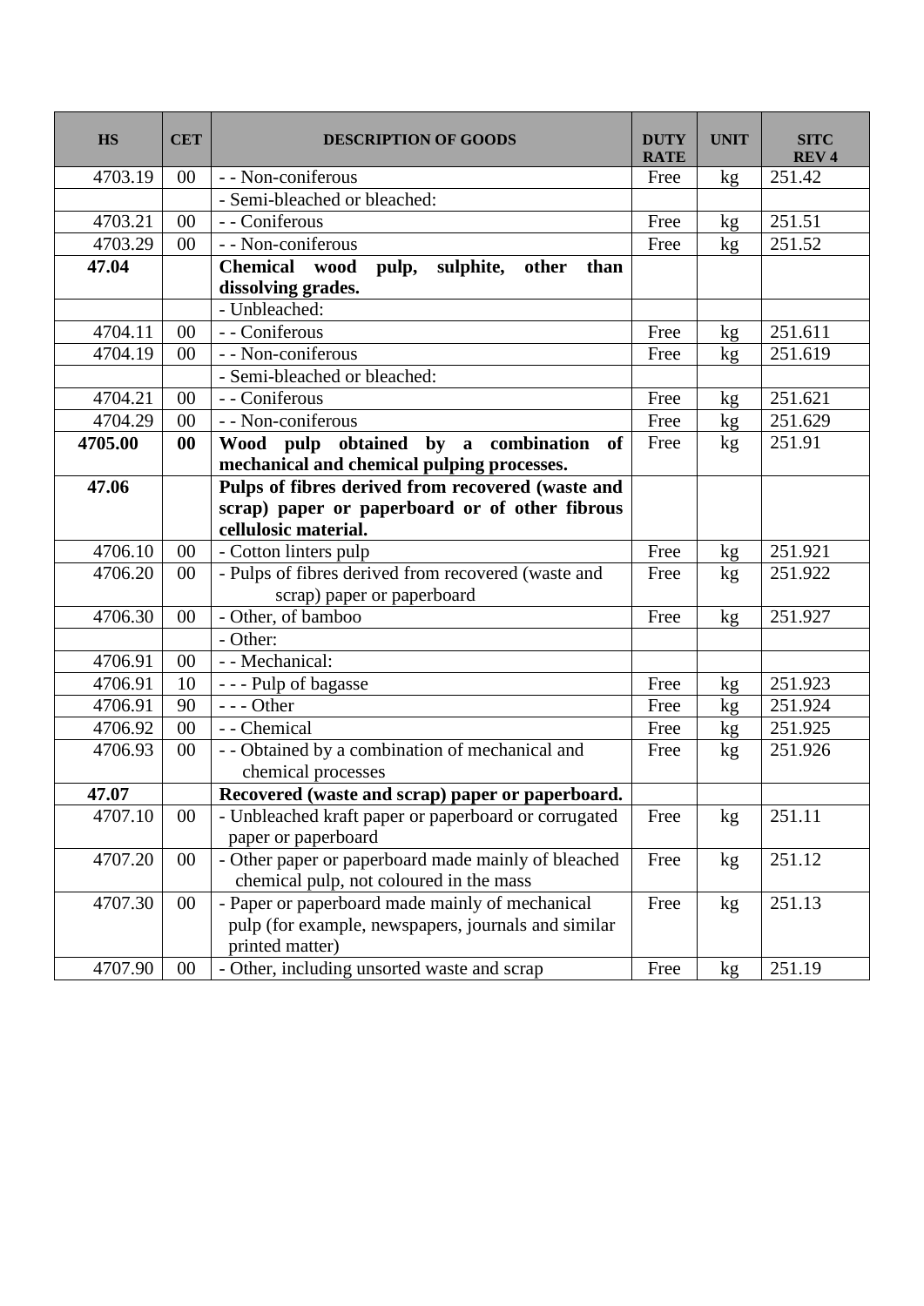| HS | CET | DESCRIPTION OF GOODS | DUTY RATE | UNIT | SITC REV 4 |
|---|---|---|---|---|---|
| 4703.19 | 00 | - - Non-coniferous | Free | kg | 251.42 |
| | | - Semi-bleached or bleached: | | | |
| 4703.21 | 00 | - - Coniferous | Free | kg | 251.51 |
| 4703.29 | 00 | - - Non-coniferous | Free | kg | 251.52 |
| **47.04** | | **Chemical wood pulp, sulphite, other than dissolving grades.** | | | |
| | | - Unbleached: | | | |
| 4704.11 | 00 | - - Coniferous | Free | kg | 251.611 |
| 4704.19 | 00 | - - Non-coniferous | Free | kg | 251.619 |
| | | - Semi-bleached or bleached: | | | |
| 4704.21 | 00 | - - Coniferous | Free | kg | 251.621 |
| 4704.29 | 00 | - - Non-coniferous | Free | kg | 251.629 |
| **4705.00** | **00** | **Wood pulp obtained by a combination of mechanical and chemical pulping processes.** | Free | kg | 251.91 |
| **47.06** | | **Pulps of fibres derived from recovered (waste and scrap) paper or paperboard or of other fibrous cellulosic material.** | | | |
| 4706.10 | 00 | - Cotton linters pulp | Free | kg | 251.921 |
| 4706.20 | 00 | - Pulps of fibres derived from recovered (waste and scrap) paper or paperboard | Free | kg | 251.922 |
| 4706.30 | 00 | - Other, of bamboo | Free | kg | 251.927 |
| | | - Other: | | | |
| 4706.91 | 00 | - - Mechanical: | | | |
| 4706.91 | 10 | - - - Pulp of bagasse | Free | kg | 251.923 |
| 4706.91 | 90 | - - - Other | Free | kg | 251.924 |
| 4706.92 | 00 | - - Chemical | Free | kg | 251.925 |
| 4706.93 | 00 | - - Obtained by a combination of mechanical and chemical processes | Free | kg | 251.926 |
| **47.07** | | **Recovered (waste and scrap) paper or paperboard.** | | | |
| 4707.10 | 00 | - Unbleached kraft paper or paperboard or corrugated paper or paperboard | Free | kg | 251.11 |
| 4707.20 | 00 | - Other paper or paperboard made mainly of bleached chemical pulp, not coloured in the mass | Free | kg | 251.12 |
| 4707.30 | 00 | - Paper or paperboard made mainly of mechanical pulp (for example, newspapers, journals and similar printed matter) | Free | kg | 251.13 |
| 4707.90 | 00 | - Other, including unsorted waste and scrap | Free | kg | 251.19 |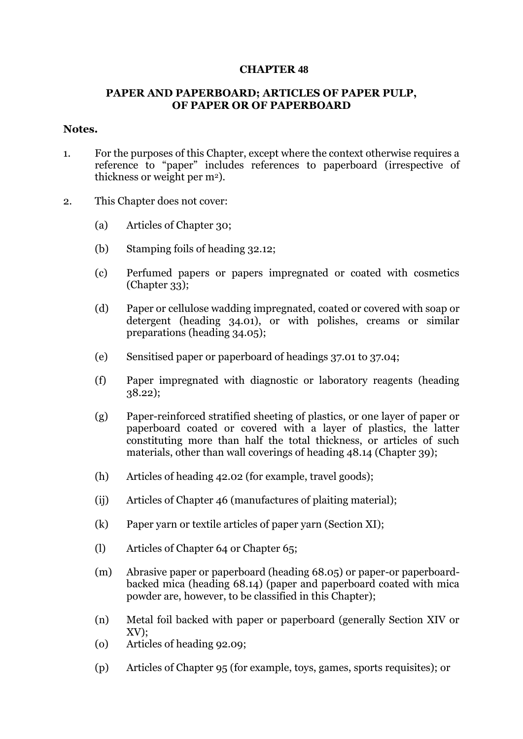# CHAPTER 48

## PAPER AND PAPERBOARD; ARTICLES OF PAPER PULP, OF PAPER OR OF PAPERBOARD

**Notes.**

1. For the purposes of this Chapter, except where the context otherwise requires a reference to "paper" includes references to paperboard (irrespective of thickness or weight per $m^2$).

2. This Chapter does not cover:

   (a) Articles of Chapter 30;

   (b) Stamping foils of heading 32.12;

   (c) Perfumed papers or papers impregnated or coated with cosmetics (Chapter 33);

   (d) Paper or cellulose wadding impregnated, coated or covered with soap or detergent (heading 34.01), or with polishes, creams or similar preparations (heading 34.05);

   (e) Sensitised paper or paperboard of headings 37.01 to 37.04;

   (f) Paper impregnated with diagnostic or laboratory reagents (heading 38.22);

   (g) Paper-reinforced stratified sheeting of plastics, or one layer of paper or paperboard coated or covered with a layer of plastics, the latter constituting more than half the total thickness, or articles of such materials, other than wall coverings of heading 48.14 (Chapter 39);

   (h) Articles of heading 42.02 (for example, travel goods);

   (ij) Articles of Chapter 46 (manufactures of plaiting material);

   (k) Paper yarn or textile articles of paper yarn (Section XI);

   (l) Articles of Chapter 64 or Chapter 65;

   (m) Abrasive paper or paperboard (heading 68.05) or paper-or paperboard-backed mica (heading 68.14) (paper and paperboard coated with mica powder are, however, to be classified in this Chapter);

   (n) Metal foil backed with paper or paperboard (generally Section XIV or XV);

   (o) Articles of heading 92.09;

   (p) Articles of Chapter 95 (for example, toys, games, sports requisites); or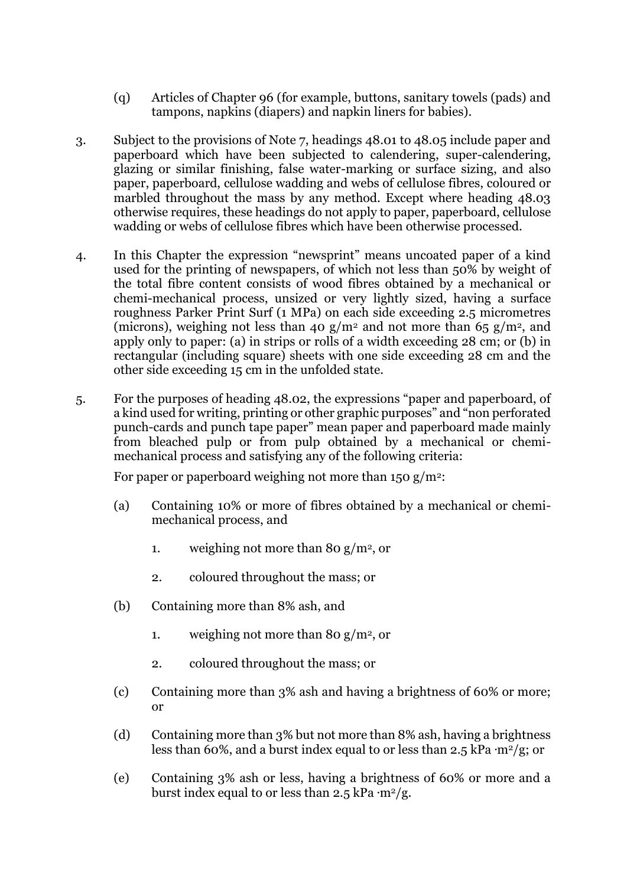(q) Articles of Chapter 96 (for example, buttons, sanitary towels (pads) and tampons, napkins (diapers) and napkin liners for babies).

3. Subject to the provisions of Note 7, headings 48.01 to 48.05 include paper and paperboard which have been subjected to calendering, super-calendering, glazing or similar finishing, false water-marking or surface sizing, and also paper, paperboard, cellulose wadding and webs of cellulose fibres, coloured or marbled throughout the mass by any method. Except where heading 48.03 otherwise requires, these headings do not apply to paper, paperboard, cellulose wadding or webs of cellulose fibres which have been otherwise processed.

4. In this Chapter the expression "newsprint" means uncoated paper of a kind used for the printing of newspapers, of which not less than 50% by weight of the total fibre content consists of wood fibres obtained by a mechanical or chemi-mechanical process, unsized or very lightly sized, having a surface roughness Parker Print Surf (1 MPa) on each side exceeding 2.5 micrometres (microns), weighing not less than 40 $g/m^2$ and not more than 65 $g/m^2$, and apply only to paper: (a) in strips or rolls of a width exceeding 28 cm; or (b) in rectangular (including square) sheets with one side exceeding 28 cm and the other side exceeding 15 cm in the unfolded state.

5. For the purposes of heading 48.02, the expressions "paper and paperboard, of a kind used for writing, printing or other graphic purposes" and "non perforated punch-cards and punch tape paper" mean paper and paperboard made mainly from bleached pulp or from pulp obtained by a mechanical or chemi-mechanical process and satisfying any of the following criteria:

   For paper or paperboard weighing not more than 150 $g/m^2$:

   (a) Containing 10% or more of fibres obtained by a mechanical or chemi-mechanical process, and

      1. weighing not more than 80 $g/m^2$, or

      2. coloured throughout the mass; or

   (b) Containing more than 8% ash, and

      1. weighing not more than 80 $g/m^2$, or

      2. coloured throughout the mass; or

   (c) Containing more than 3% ash and having a brightness of 60% or more; or

   (d) Containing more than 3% but not more than 8% ash, having a brightness less than 60%, and a burst index equal to or less than 2.5 kPa $\cdot m^2/g$; or

   (e) Containing 3% ash or less, having a brightness of 60% or more and a burst index equal to or less than 2.5 kPa $\cdot m^2/g$.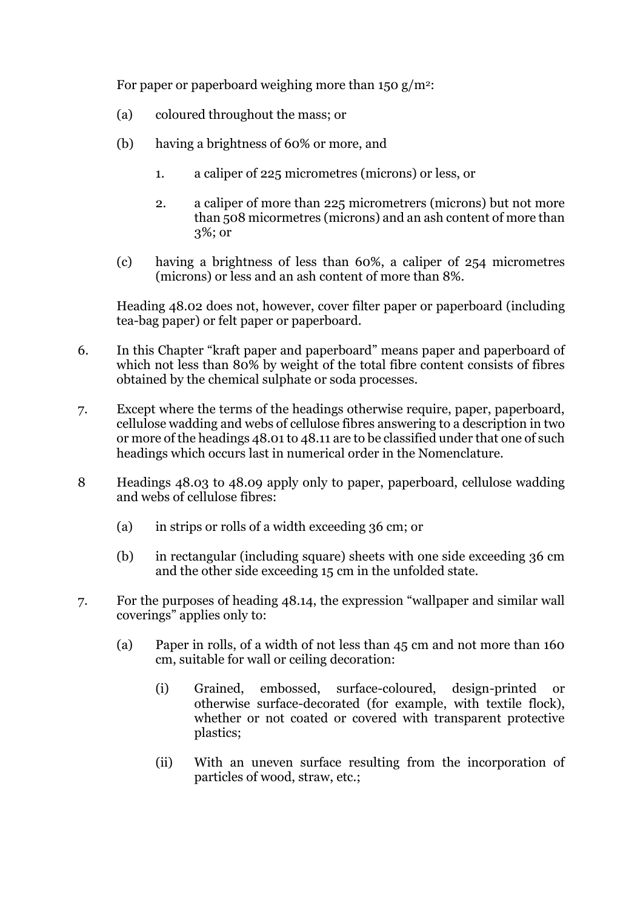For paper or paperboard weighing more than 150 g/m$^2$:

(a) coloured throughout the mass; or

(b) having a brightness of 60% or more, and

1. a caliper of 225 micrometres (microns) or less, or

2. a caliper of more than 225 micrometrers (microns) but not more than 508 micormetres (microns) and an ash content of more than 3%; or

(c) having a brightness of less than 60%, a caliper of 254 micrometres (microns) or less and an ash content of more than 8%.

Heading 48.02 does not, however, cover filter paper or paperboard (including tea-bag paper) or felt paper or paperboard.

6. In this Chapter "kraft paper and paperboard" means paper and paperboard of which not less than 80% by weight of the total fibre content consists of fibres obtained by the chemical sulphate or soda processes.

7. Except where the terms of the headings otherwise require, paper, paperboard, cellulose wadding and webs of cellulose fibres answering to a description in two or more of the headings 48.01 to 48.11 are to be classified under that one of such headings which occurs last in numerical order in the Nomenclature.

8 Headings 48.03 to 48.09 apply only to paper, paperboard, cellulose wadding and webs of cellulose fibres:

(a) in strips or rolls of a width exceeding 36 cm; or

(b) in rectangular (including square) sheets with one side exceeding 36 cm and the other side exceeding 15 cm in the unfolded state.

7. For the purposes of heading 48.14, the expression "wallpaper and similar wall coverings" applies only to:

(a) Paper in rolls, of a width of not less than 45 cm and not more than 160 cm, suitable for wall or ceiling decoration:

(i) Grained, embossed, surface-coloured, design-printed or otherwise surface-decorated (for example, with textile flock), whether or not coated or covered with transparent protective plastics;

(ii) With an uneven surface resulting from the incorporation of particles of wood, straw, etc.;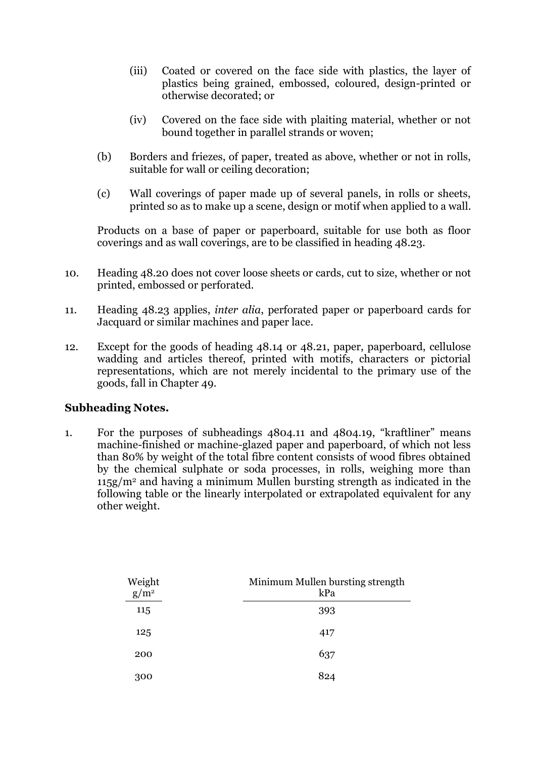(iii) Coated or covered on the face side with plastics, the layer of plastics being grained, embossed, coloured, design-printed or otherwise decorated; or

(iv) Covered on the face side with plaiting material, whether or not bound together in parallel strands or woven;

(b) Borders and friezes, of paper, treated as above, whether or not in rolls, suitable for wall or ceiling decoration;

(c) Wall coverings of paper made up of several panels, in rolls or sheets, printed so as to make up a scene, design or motif when applied to a wall.

Products on a base of paper or paperboard, suitable for use both as floor coverings and as wall coverings, are to be classified in heading 48.23.

10. Heading 48.20 does not cover loose sheets or cards, cut to size, whether or not printed, embossed or perforated.

11. Heading 48.23 applies, *inter alia*, perforated paper or paperboard cards for Jacquard or similar machines and paper lace.

12. Except for the goods of heading 48.14 or 48.21, paper, paperboard, cellulose wadding and articles thereof, printed with motifs, characters or pictorial representations, which are not merely incidental to the primary use of the goods, fall in Chapter 49.

**Subheading Notes.**

1. For the purposes of subheadings 4804.11 and 4804.19, "kraftliner" means machine-finished or machine-glazed paper and paperboard, of which not less than 80% by weight of the total fibre content consists of wood fibres obtained by the chemical sulphate or soda processes, in rolls, weighing more than $115 g/m^2$ and having a minimum Mullen bursting strength as indicated in the following table or the linearly interpolated or extrapolated equivalent for any other weight.

| Weight $g/m^2$ | Minimum Mullen bursting strength kPa |
|---|---|
| 115 | 393 |
| 125 | 417 |
| 200 | 637 |
| 300 | 824 |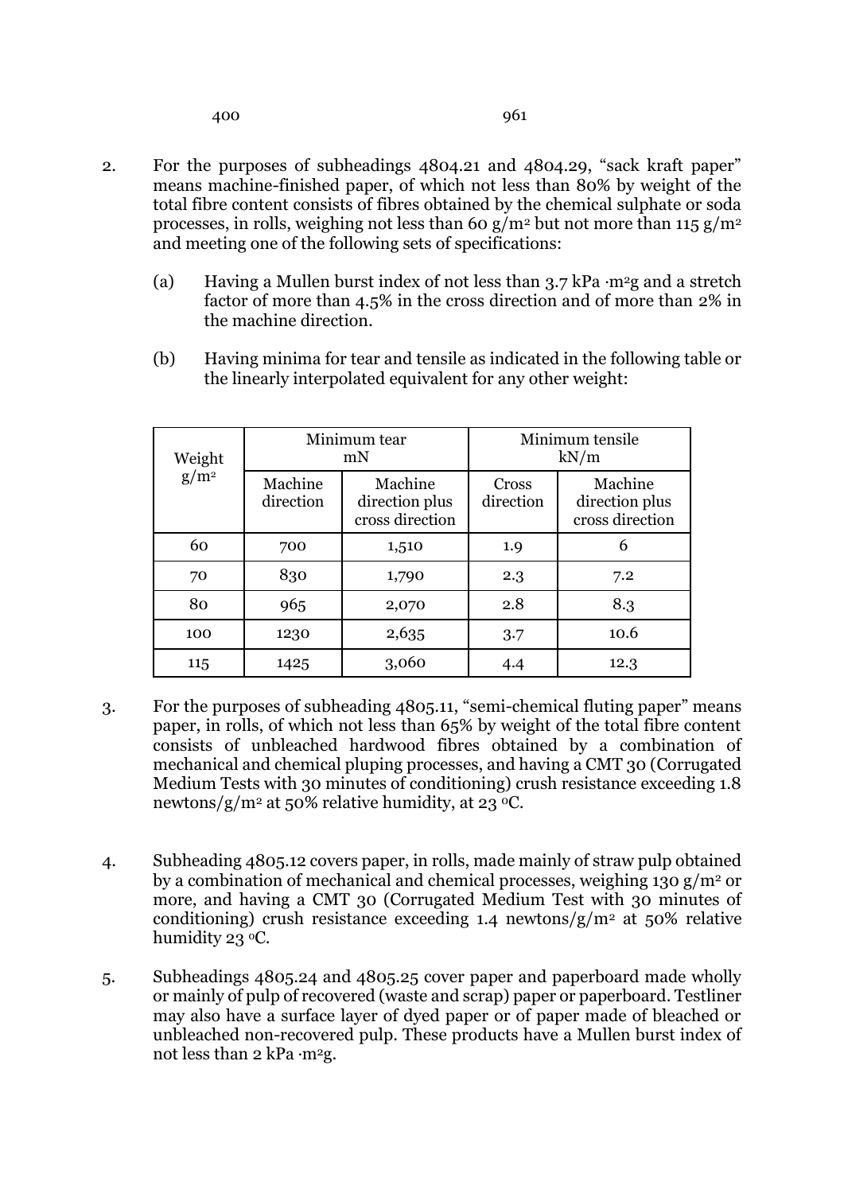400 961

2. For the purposes of subheadings 4804.21 and 4804.29, "sack kraft paper" means machine-finished paper, of which not less than 80% by weight of the total fibre content consists of fibres obtained by the chemical sulphate or soda processes, in rolls, weighing not less than 60 g/m² but not more than 115 g/m² and meeting one of the following sets of specifications:

   (a) Having a Mullen burst index of not less than 3.7 kPa ·m²g and a stretch factor of more than 4.5% in the cross direction and of more than 2% in the machine direction.

   (b) Having minima for tear and tensile as indicated in the following table or the linearly interpolated equivalent for any other weight:

| Weight g/m² | Minimum tear mN | | Minimum tensile kN/m | |
|---|---|---|---|---|
| | Machine direction | Machine direction plus cross direction | Cross direction | Machine direction plus cross direction |
| 60 | 700 | 1,510 | 1.9 | 6 |
| 70 | 830 | 1,790 | 2.3 | 7.2 |
| 80 | 965 | 2,070 | 2.8 | 8.3 |
| 100 | 1230 | 2,635 | 3.7 | 10.6 |
| 115 | 1425 | 3,060 | 4.4 | 12.3 |

3. For the purposes of subheading 4805.11, "semi-chemical fluting paper" means paper, in rolls, of which not less than 65% by weight of the total fibre content consists of unbleached hardwood fibres obtained by a combination of mechanical and chemical pluping processes, and having a CMT 30 (Corrugated Medium Tests with 30 minutes of conditioning) crush resistance exceeding 1.8 newtons/g/m² at 50% relative humidity, at 23 °C.

4. Subheading 4805.12 covers paper, in rolls, made mainly of straw pulp obtained by a combination of mechanical and chemical processes, weighing 130 g/m² or more, and having a CMT 30 (Corrugated Medium Test with 30 minutes of conditioning) crush resistance exceeding 1.4 newtons/g/m² at 50% relative humidity 23 °C.

5. Subheadings 4805.24 and 4805.25 cover paper and paperboard made wholly or mainly of pulp of recovered (waste and scrap) paper or paperboard. Testliner may also have a surface layer of dyed paper or of paper made of bleached or unbleached non-recovered pulp. These products have a Mullen burst index of not less than 2 kPa ·m²g.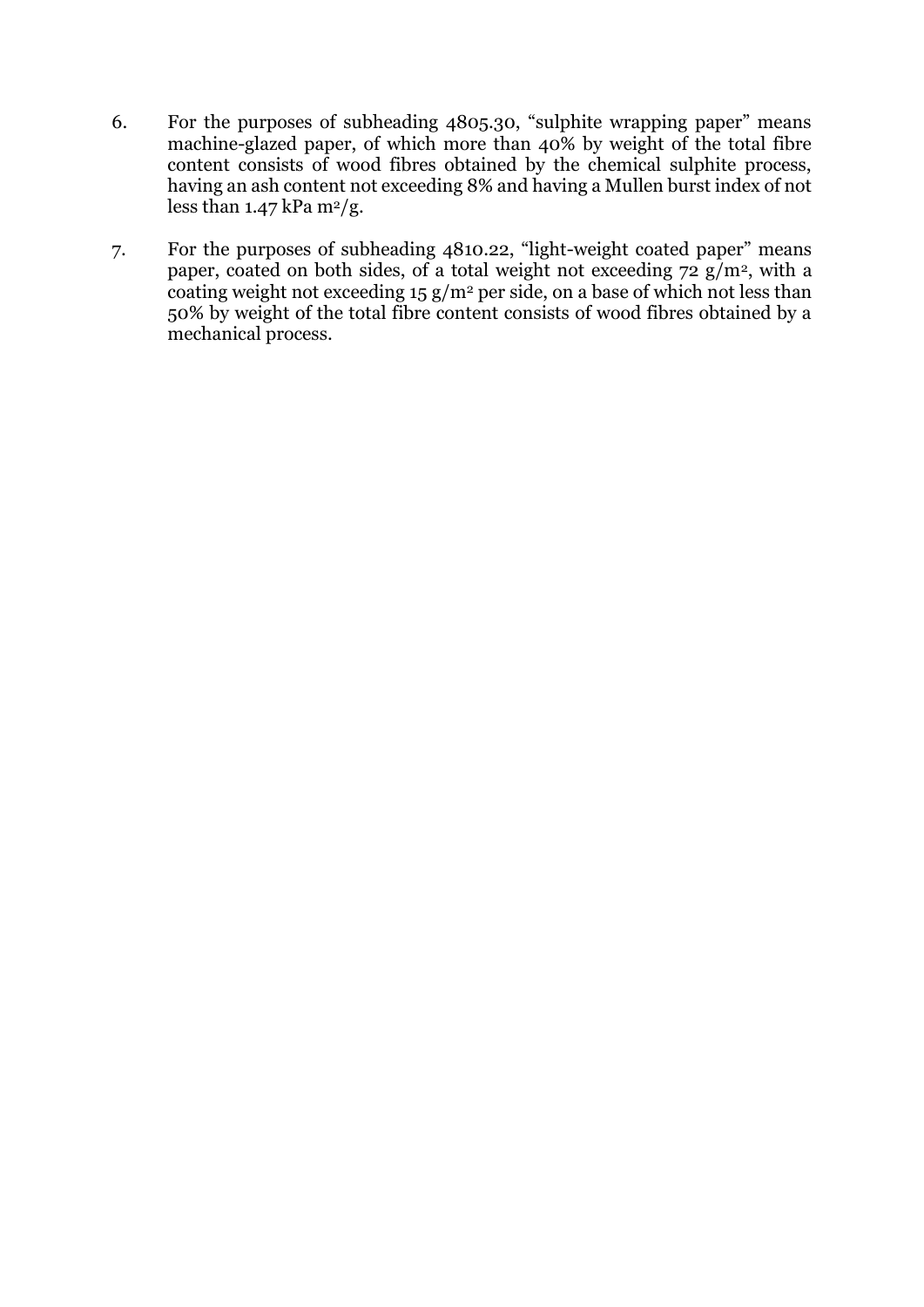6. For the purposes of subheading 4805.30, “sulphite wrapping paper” means machine-glazed paper, of which more than 40% by weight of the total fibre content consists of wood fibres obtained by the chemical sulphite process, having an ash content not exceeding 8% and having a Mullen burst index of not less than 1.47 kPa $m^2/g$.

7. For the purposes of subheading 4810.22, “light-weight coated paper” means paper, coated on both sides, of a total weight not exceeding 72 $g/m^2$, with a coating weight not exceeding 15 $g/m^2$ per side, on a base of which not less than 50% by weight of the total fibre content consists of wood fibres obtained by a mechanical process.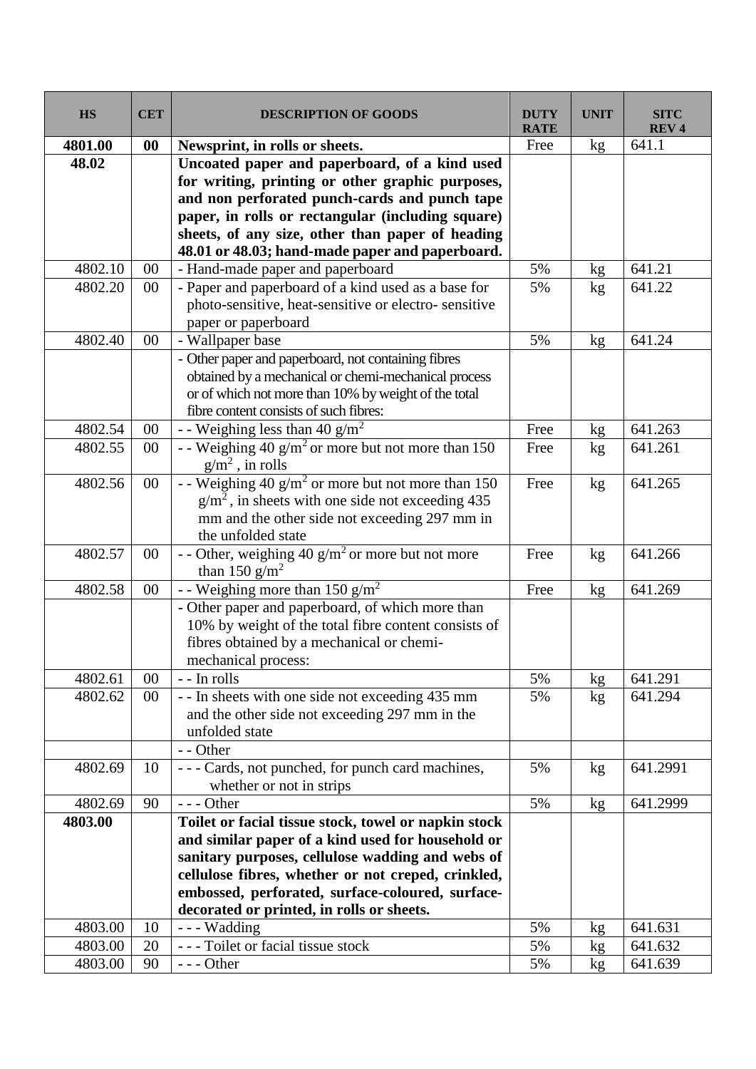| HS | CET | DESCRIPTION OF GOODS | DUTY RATE | UNIT | SITC REV 4 |
|---|---|---|---|---|---|
| **4801.00** | **00** | **Newsprint, in rolls or sheets.** | Free | kg | 641.1 |
| **48.02** | | **Uncoated paper and paperboard, of a kind used for writing, printing or other graphic purposes, and non perforated punch-cards and punch tape paper, in rolls or rectangular (including square) sheets, of any size, other than paper of heading 48.01 or 48.03; hand-made paper and paperboard.** | | | |
| 4802.10 | 00 | - Hand-made paper and paperboard | 5% | kg | 641.21 |
| 4802.20 | 00 | - Paper and paperboard of a kind used as a base for photo-sensitive, heat-sensitive or electro- sensitive paper or paperboard | 5% | kg | 641.22 |
| 4802.40 | 00 | - Wallpaper base | 5% | kg | 641.24 |
| | | - Other paper and paperboard, not containing fibres obtained by a mechanical or chemi-mechanical process or of which not more than 10% by weight of the total fibre content consists of such fibres: | | | |
| 4802.54 | 00 | - - Weighing less than 40 $g/m^2$ | Free | kg | 641.263 |
| 4802.55 | 00 | - - Weighing 40 $g/m^2$ or more but not more than 150 $g/m^2$ , in rolls | Free | kg | 641.261 |
| 4802.56 | 00 | - - Weighing 40 $g/m^2$ or more but not more than 150 $g/m^2$, in sheets with one side not exceeding 435 mm and the other side not exceeding 297 mm in the unfolded state | Free | kg | 641.265 |
| 4802.57 | 00 | - - Other, weighing 40 $g/m^2$ or more but not more than 150 $g/m^2$ | Free | kg | 641.266 |
| 4802.58 | 00 | - - Weighing more than 150 $g/m^2$ | Free | kg | 641.269 |
| | | - Other paper and paperboard, of which more than 10% by weight of the total fibre content consists of fibres obtained by a mechanical or chemi-mechanical process: | | | |
| 4802.61 | 00 | - - In rolls | 5% | kg | 641.291 |
| 4802.62 | 00 | - - In sheets with one side not exceeding 435 mm and the other side not exceeding 297 mm in the unfolded state | 5% | kg | 641.294 |
| | | - - Other | | | |
| 4802.69 | 10 | - - - Cards, not punched, for punch card machines, whether or not in strips | 5% | kg | 641.2991 |
| 4802.69 | 90 | - - - Other | 5% | kg | 641.2999 |
| **4803.00** | | **Toilet or facial tissue stock, towel or napkin stock and similar paper of a kind used for household or sanitary purposes, cellulose wadding and webs of cellulose fibres, whether or not creped, crinkled, embossed, perforated, surface-coloured, surface-decorated or printed, in rolls or sheets.** | | | |
| 4803.00 | 10 | - - - Wadding | 5% | kg | 641.631 |
| 4803.00 | 20 | - - - Toilet or facial tissue stock | 5% | kg | 641.632 |
| 4803.00 | 90 | - - - Other | 5% | kg | 641.639 |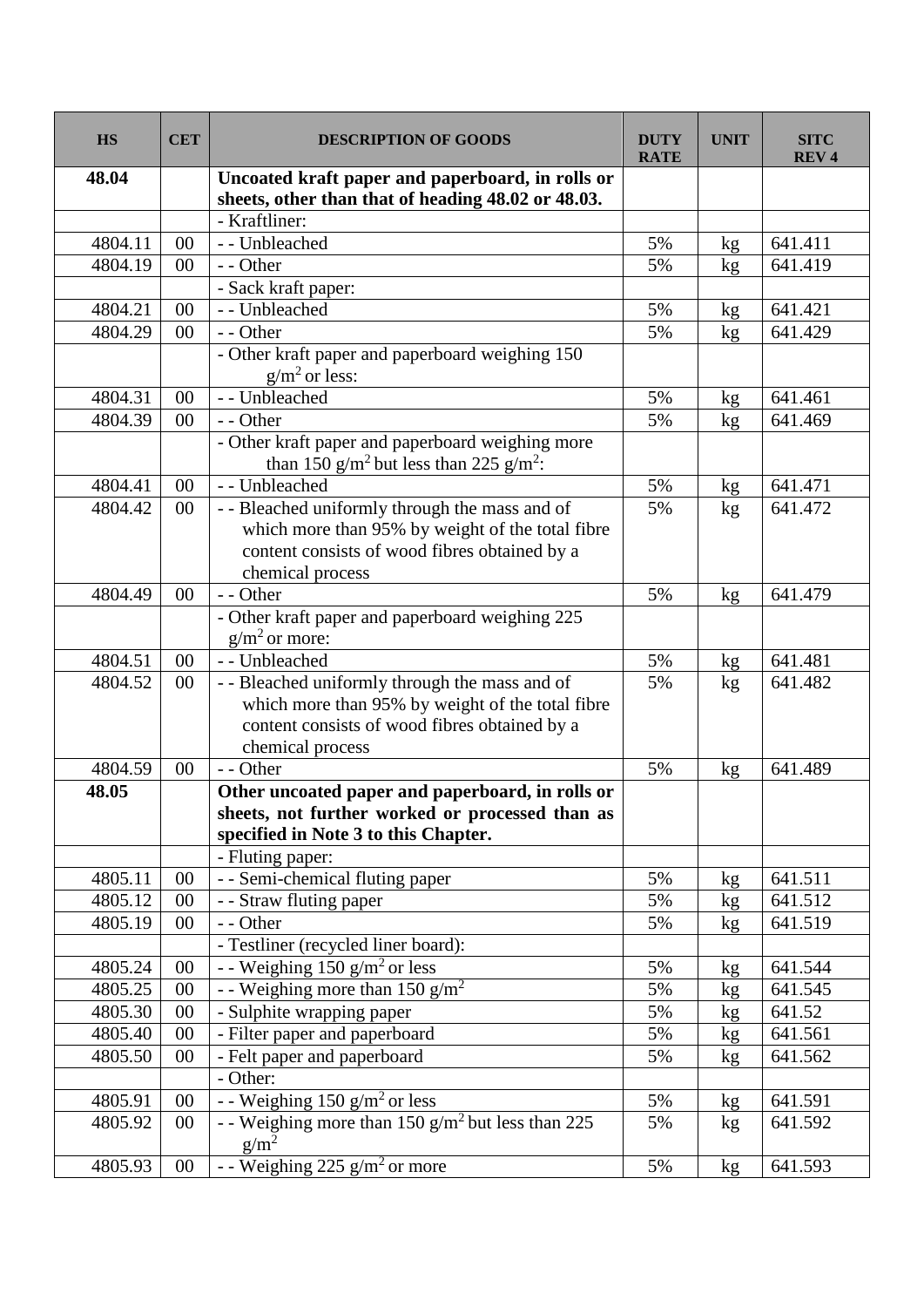| HS | CET | DESCRIPTION OF GOODS | DUTY RATE | UNIT | SITC REV 4 |
|---|---|---|---|---|---|
| **48.04** | | **Uncoated kraft paper and paperboard, in rolls or sheets, other than that of heading 48.02 or 48.03.** | | | |
| | | - Kraftliner: | | | |
| 4804.11 | 00 | - - Unbleached | 5% | kg | 641.411 |
| 4804.19 | 00 | - - Other | 5% | kg | 641.419 |
| | | - Sack kraft paper: | | | |
| 4804.21 | 00 | - - Unbleached | 5% | kg | 641.421 |
| 4804.29 | 00 | - - Other | 5% | kg | 641.429 |
| | | - Other kraft paper and paperboard weighing 150 $g/m^2$ or less: | | | |
| 4804.31 | 00 | - - Unbleached | 5% | kg | 641.461 |
| 4804.39 | 00 | - - Other | 5% | kg | 641.469 |
| | | - Other kraft paper and paperboard weighing more than 150 $g/m^2$ but less than 225 $g/m^2$: | | | |
| 4804.41 | 00 | - - Unbleached | 5% | kg | 641.471 |
| 4804.42 | 00 | - - Bleached uniformly through the mass and of which more than 95% by weight of the total fibre content consists of wood fibres obtained by a chemical process | 5% | kg | 641.472 |
| 4804.49 | 00 | - - Other | 5% | kg | 641.479 |
| | | - Other kraft paper and paperboard weighing 225 $g/m^2$ or more: | | | |
| 4804.51 | 00 | - - Unbleached | 5% | kg | 641.481 |
| 4804.52 | 00 | - - Bleached uniformly through the mass and of which more than 95% by weight of the total fibre content consists of wood fibres obtained by a chemical process | 5% | kg | 641.482 |
| 4804.59 | 00 | - - Other | 5% | kg | 641.489 |
| **48.05** | | **Other uncoated paper and paperboard, in rolls or sheets, not further worked or processed than as specified in Note 3 to this Chapter.** | | | |
| | | - Fluting paper: | | | |
| 4805.11 | 00 | - - Semi-chemical fluting paper | 5% | kg | 641.511 |
| 4805.12 | 00 | - - Straw fluting paper | 5% | kg | 641.512 |
| 4805.19 | 00 | - - Other | 5% | kg | 641.519 |
| | | - Testliner (recycled liner board): | | | |
| 4805.24 | 00 | - - Weighing 150 $g/m^2$ or less | 5% | kg | 641.544 |
| 4805.25 | 00 | - - Weighing more than 150 $g/m^2$ | 5% | kg | 641.545 |
| 4805.30 | 00 | - Sulphite wrapping paper | 5% | kg | 641.52 |
| 4805.40 | 00 | - Filter paper and paperboard | 5% | kg | 641.561 |
| 4805.50 | 00 | - Felt paper and paperboard | 5% | kg | 641.562 |
| | | - Other: | | | |
| 4805.91 | 00 | - - Weighing 150 $g/m^2$ or less | 5% | kg | 641.591 |
| 4805.92 | 00 | - - Weighing more than 150 $g/m^2$ but less than 225 $g/m^2$ | 5% | kg | 641.592 |
| 4805.93 | 00 | - - Weighing 225 $g/m^2$ or more | 5% | kg | 641.593 |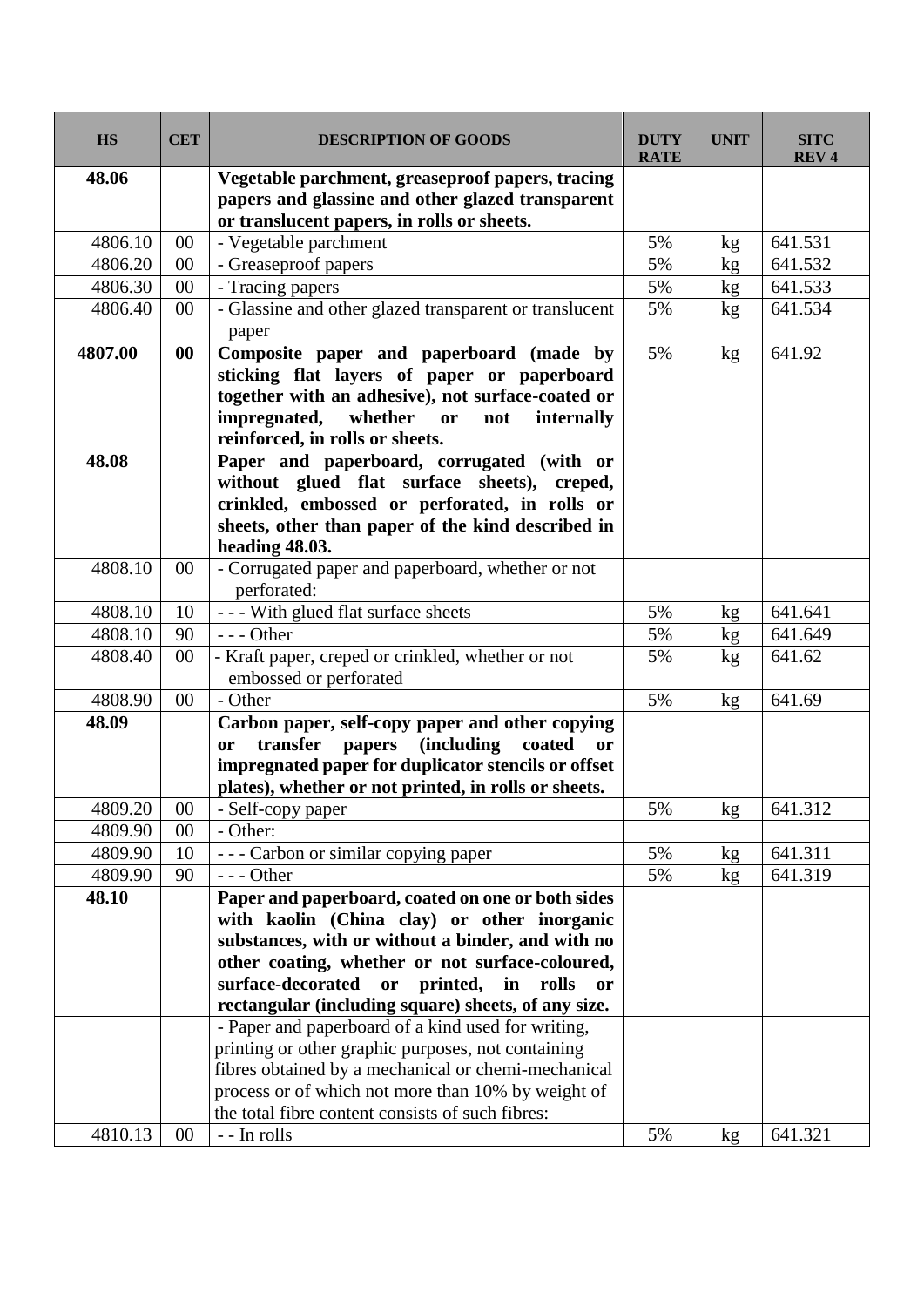| HS | CET | DESCRIPTION OF GOODS | DUTY RATE | UNIT | SITC REV 4 |
|---|---|---|---|---|---|
| **48.06** | | **Vegetable parchment, greaseproof papers, tracing papers and glassine and other glazed transparent or translucent papers, in rolls or sheets.** | | | |
| 4806.10 | 00 | - Vegetable parchment | 5% | kg | 641.531 |
| 4806.20 | 00 | - Greaseproof papers | 5% | kg | 641.532 |
| 4806.30 | 00 | - Tracing papers | 5% | kg | 641.533 |
| 4806.40 | 00 | - Glassine and other glazed transparent or translucent paper | 5% | kg | 641.534 |
| **4807.00** | **00** | **Composite paper and paperboard (made by sticking flat layers of paper or paperboard together with an adhesive), not surface-coated or impregnated, whether or not internally reinforced, in rolls or sheets.** | 5% | kg | 641.92 |
| **48.08** | | **Paper and paperboard, corrugated (with or without glued flat surface sheets), creped, crinkled, embossed or perforated, in rolls or sheets, other than paper of the kind described in heading 48.03.** | | | |
| 4808.10 | 00 | - Corrugated paper and paperboard, whether or not perforated: | | | |
| 4808.10 | 10 | - - - With glued flat surface sheets | 5% | kg | 641.641 |
| 4808.10 | 90 | - - - Other | 5% | kg | 641.649 |
| 4808.40 | 00 | - Kraft paper, creped or crinkled, whether or not embossed or perforated | 5% | kg | 641.62 |
| 4808.90 | 00 | - Other | 5% | kg | 641.69 |
| **48.09** | | **Carbon paper, self-copy paper and other copying or transfer papers (including coated or impregnated paper for duplicator stencils or offset plates), whether or not printed, in rolls or sheets.** | | | |
| 4809.20 | 00 | - Self-copy paper | 5% | kg | 641.312 |
| 4809.90 | 00 | - Other: | | | |
| 4809.90 | 10 | - - - Carbon or similar copying paper | 5% | kg | 641.311 |
| 4809.90 | 90 | - - - Other | 5% | kg | 641.319 |
| **48.10** | | **Paper and paperboard, coated on one or both sides with kaolin (China clay) or other inorganic substances, with or without a binder, and with no other coating, whether or not surface-coloured, surface-decorated or printed, in rolls or rectangular (including square) sheets, of any size.** | | | |
| | | - Paper and paperboard of a kind used for writing, printing or other graphic purposes, not containing fibres obtained by a mechanical or chemi-mechanical process or of which not more than 10% by weight of the total fibre content consists of such fibres: | | | |
| 4810.13 | 00 | - - In rolls | 5% | kg | 641.321 |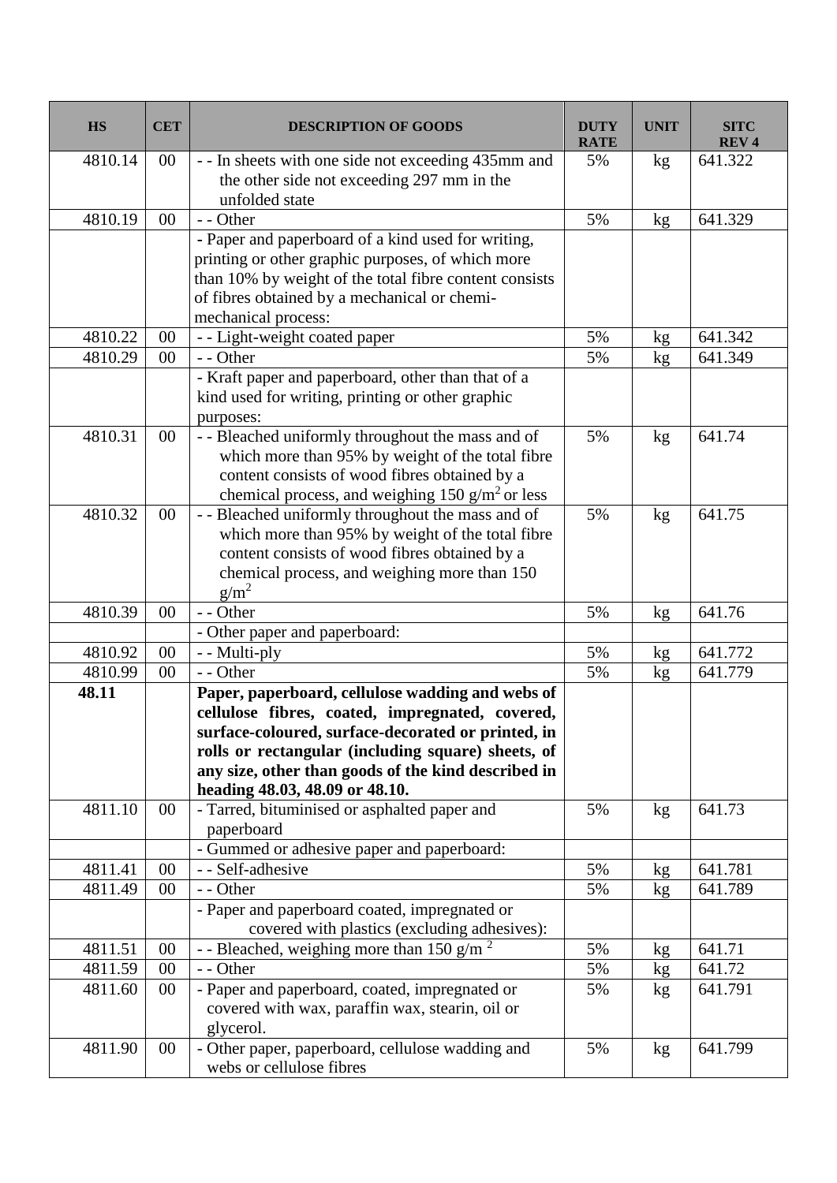| HS | CET | DESCRIPTION OF GOODS | DUTY RATE | UNIT | SITC REV 4 |
|---|---|---|---|---|---|
| 4810.14 | 00 | - - In sheets with one side not exceeding 435mm and the other side not exceeding 297 mm in the unfolded state | 5% | kg | 641.322 |
| 4810.19 | 00 | - - Other | 5% | kg | 641.329 |
| | | - Paper and paperboard of a kind used for writing, printing or other graphic purposes, of which more than 10% by weight of the total fibre content consists of fibres obtained by a mechanical or chemi-mechanical process: | | | |
| 4810.22 | 00 | - - Light-weight coated paper | 5% | kg | 641.342 |
| 4810.29 | 00 | - - Other | 5% | kg | 641.349 |
| | | - Kraft paper and paperboard, other than that of a kind used for writing, printing or other graphic purposes: | | | |
| 4810.31 | 00 | - - Bleached uniformly throughout the mass and of which more than 95% by weight of the total fibre content consists of wood fibres obtained by a chemical process, and weighing 150 $g/m^2$ or less | 5% | kg | 641.74 |
| 4810.32 | 00 | - - Bleached uniformly throughout the mass and of which more than 95% by weight of the total fibre content consists of wood fibres obtained by a chemical process, and weighing more than 150 $g/m^2$ | 5% | kg | 641.75 |
| 4810.39 | 00 | - - Other | 5% | kg | 641.76 |
| | | - Other paper and paperboard: | | | |
| 4810.92 | 00 | - - Multi-ply | 5% | kg | 641.772 |
| 4810.99 | 00 | - - Other | 5% | kg | 641.779 |
| **48.11** | | **Paper, paperboard, cellulose wadding and webs of cellulose fibres, coated, impregnated, covered, surface-coloured, surface-decorated or printed, in rolls or rectangular (including square) sheets, of any size, other than goods of the kind described in heading 48.03, 48.09 or 48.10.** | | | |
| 4811.10 | 00 | - Tarred, bituminised or asphalted paper and paperboard | 5% | kg | 641.73 |
| | | - Gummed or adhesive paper and paperboard: | | | |
| 4811.41 | 00 | - - Self-adhesive | 5% | kg | 641.781 |
| 4811.49 | 00 | - - Other | 5% | kg | 641.789 |
| | | - Paper and paperboard coated, impregnated or covered with plastics (excluding adhesives): | | | |
| 4811.51 | 00 | - - Bleached, weighing more than 150 $g/m^2$ | 5% | kg | 641.71 |
| 4811.59 | 00 | - - Other | 5% | kg | 641.72 |
| 4811.60 | 00 | - Paper and paperboard, coated, impregnated or covered with wax, paraffin wax, stearin, oil or glycerol. | 5% | kg | 641.791 |
| 4811.90 | 00 | - Other paper, paperboard, cellulose wadding and webs or cellulose fibres | 5% | kg | 641.799 |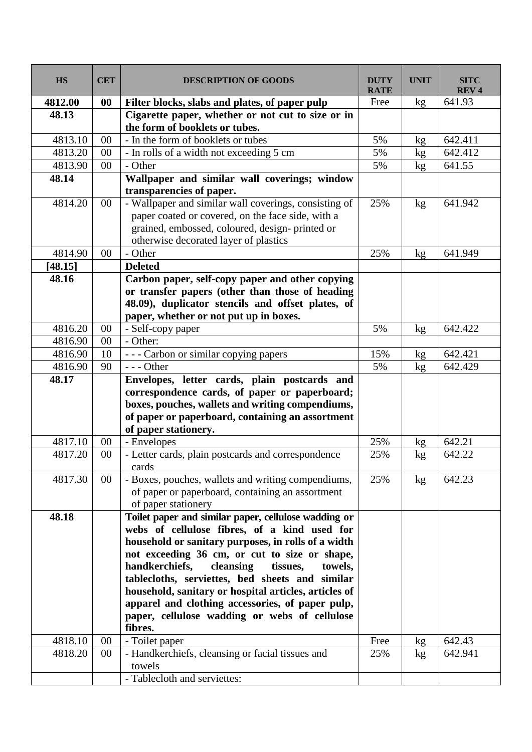| HS | CET | DESCRIPTION OF GOODS | DUTY RATE | UNIT | SITC REV 4 |
|---|---|---|---|---|---|
| **4812.00** | **00** | **Filter blocks, slabs and plates, of paper pulp** | Free | kg | 641.93 |
| **48.13** | | **Cigarette paper, whether or not cut to size or in the form of booklets or tubes.** | | | |
| 4813.10 | 00 | - In the form of booklets or tubes | 5% | kg | 642.411 |
| 4813.20 | 00 | - In rolls of a width not exceeding 5 cm | 5% | kg | 642.412 |
| 4813.90 | 00 | - Other | 5% | kg | 641.55 |
| **48.14** | | **Wallpaper and similar wall coverings; window transparencies of paper.** | | | |
| 4814.20 | 00 | - Wallpaper and similar wall coverings, consisting of paper coated or covered, on the face side, with a grained, embossed, coloured, design- printed or otherwise decorated layer of plastics | 25% | kg | 641.942 |
| 4814.90 | 00 | - Other | 25% | kg | 641.949 |
| **[48.15]** | | **Deleted** | | | |
| **48.16** | | **Carbon paper, self-copy paper and other copying or transfer papers (other than those of heading 48.09), duplicator stencils and offset plates, of paper, whether or not put up in boxes.** | | | |
| 4816.20 | 00 | - Self-copy paper | 5% | kg | 642.422 |
| 4816.90 | 00 | - Other: | | | |
| 4816.90 | 10 | - - - Carbon or similar copying papers | 15% | kg | 642.421 |
| 4816.90 | 90 | - - - Other | 5% | kg | 642.429 |
| **48.17** | | **Envelopes, letter cards, plain postcards and correspondence cards, of paper or paperboard; boxes, pouches, wallets and writing compendiums, of paper or paperboard, containing an assortment of paper stationery.** | | | |
| 4817.10 | 00 | - Envelopes | 25% | kg | 642.21 |
| 4817.20 | 00 | - Letter cards, plain postcards and correspondence cards | 25% | kg | 642.22 |
| 4817.30 | 00 | - Boxes, pouches, wallets and writing compendiums, of paper or paperboard, containing an assortment of paper stationery | 25% | kg | 642.23 |
| **48.18** | | **Toilet paper and similar paper, cellulose wadding or webs of cellulose fibres, of a kind used for household or sanitary purposes, in rolls of a width not exceeding 36 cm, or cut to size or shape, handkerchiefs, cleansing tissues, towels, tablecloths, serviettes, bed sheets and similar household, sanitary or hospital articles, articles of apparel and clothing accessories, of paper pulp, paper, cellulose wadding or webs of cellulose fibres.** | | | |
| 4818.10 | 00 | - Toilet paper | Free | kg | 642.43 |
| 4818.20 | 00 | - Handkerchiefs, cleansing or facial tissues and towels | 25% | kg | 642.941 |
| | | - Tablecloth and serviettes: | | | |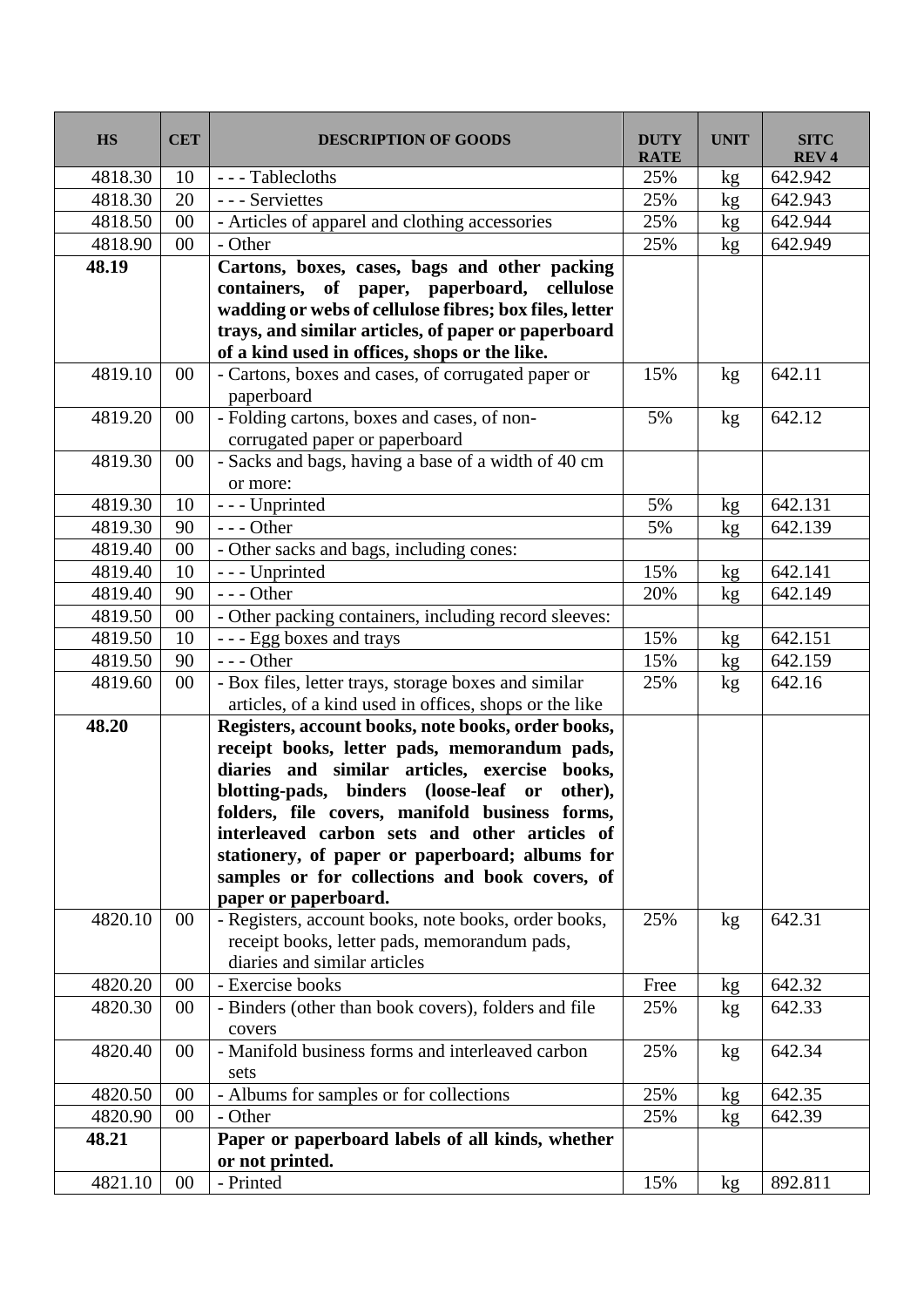| HS | CET | DESCRIPTION OF GOODS | DUTY RATE | UNIT | SITC REV 4 |
|---|---|---|---|---|---|
| 4818.30 | 10 | - - - Tablecloths | 25% | kg | 642.942 |
| 4818.30 | 20 | - - - Serviettes | 25% | kg | 642.943 |
| 4818.50 | 00 | - Articles of apparel and clothing accessories | 25% | kg | 642.944 |
| 4818.90 | 00 | - Other | 25% | kg | 642.949 |
| **48.19** | | **Cartons, boxes, cases, bags and other packing containers, of paper, paperboard, cellulose wadding or webs of cellulose fibres; box files, letter trays, and similar articles, of paper or paperboard of a kind used in offices, shops or the like.** | | | |
| 4819.10 | 00 | - Cartons, boxes and cases, of corrugated paper or paperboard | 15% | kg | 642.11 |
| 4819.20 | 00 | - Folding cartons, boxes and cases, of non-corrugated paper or paperboard | 5% | kg | 642.12 |
| 4819.30 | 00 | - Sacks and bags, having a base of a width of 40 cm or more: | | | |
| 4819.30 | 10 | - - - Unprinted | 5% | kg | 642.131 |
| 4819.30 | 90 | - - - Other | 5% | kg | 642.139 |
| 4819.40 | 00 | - Other sacks and bags, including cones: | | | |
| 4819.40 | 10 | - - - Unprinted | 15% | kg | 642.141 |
| 4819.40 | 90 | - - - Other | 20% | kg | 642.149 |
| 4819.50 | 00 | - Other packing containers, including record sleeves: | | | |
| 4819.50 | 10 | - - - Egg boxes and trays | 15% | kg | 642.151 |
| 4819.50 | 90 | - - - Other | 15% | kg | 642.159 |
| 4819.60 | 00 | - Box files, letter trays, storage boxes and similar articles, of a kind used in offices, shops or the like | 25% | kg | 642.16 |
| **48.20** | | **Registers, account books, note books, order books, receipt books, letter pads, memorandum pads, diaries and similar articles, exercise books, blotting-pads, binders (loose-leaf or other), folders, file covers, manifold business forms, interleaved carbon sets and other articles of stationery, of paper or paperboard; albums for samples or for collections and book covers, of paper or paperboard.** | | | |
| 4820.10 | 00 | - Registers, account books, note books, order books, receipt books, letter pads, memorandum pads, diaries and similar articles | 25% | kg | 642.31 |
| 4820.20 | 00 | - Exercise books | Free | kg | 642.32 |
| 4820.30 | 00 | - Binders (other than book covers), folders and file covers | 25% | kg | 642.33 |
| 4820.40 | 00 | - Manifold business forms and interleaved carbon sets | 25% | kg | 642.34 |
| 4820.50 | 00 | - Albums for samples or for collections | 25% | kg | 642.35 |
| 4820.90 | 00 | - Other | 25% | kg | 642.39 |
| **48.21** | | **Paper or paperboard labels of all kinds, whether or not printed.** | | | |
| 4821.10 | 00 | - Printed | 15% | kg | 892.811 |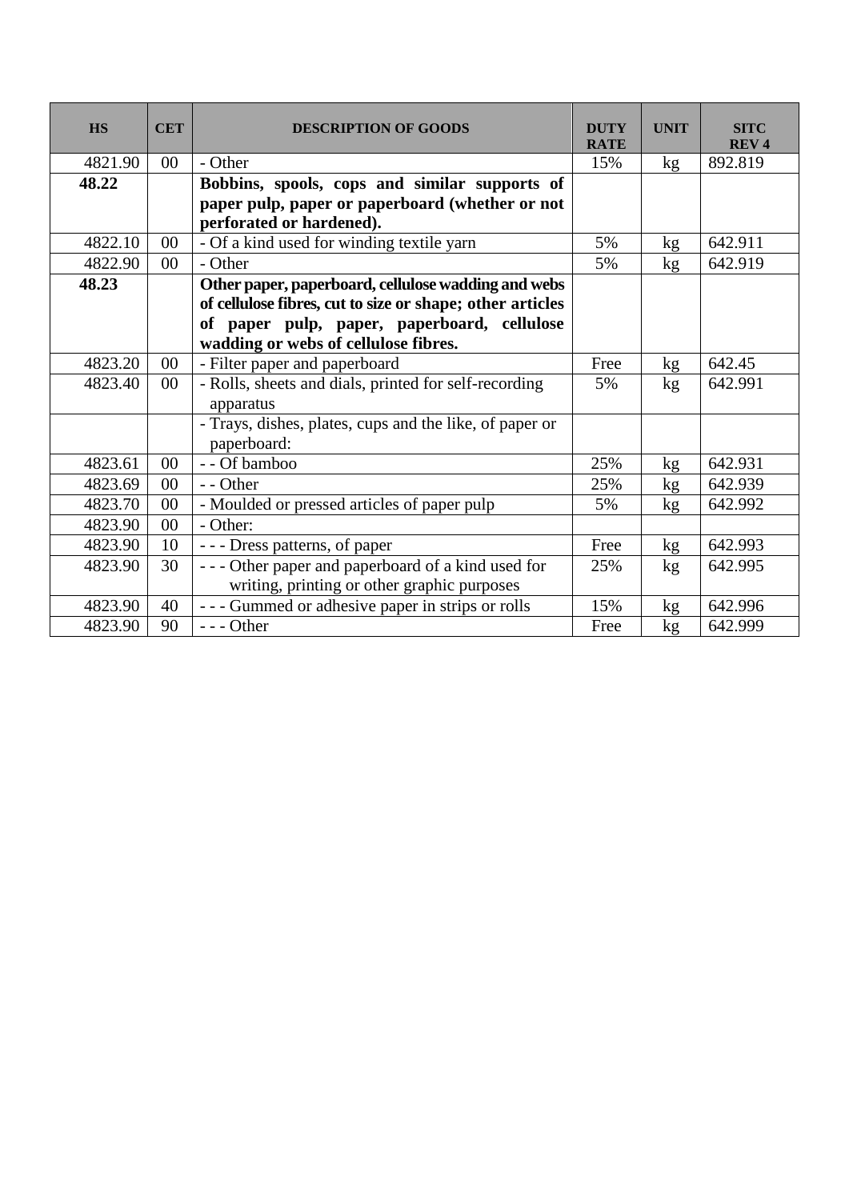| HS | CET | DESCRIPTION OF GOODS | DUTY RATE | UNIT | SITC REV 4 |
|---|---|---|---|---|---|
| 4821.90 | 00 | - Other | 15% | kg | 892.819 |
| **48.22** | | **Bobbins, spools, cops and similar supports of paper pulp, paper or paperboard (whether or not perforated or hardened).** | | | |
| 4822.10 | 00 | - Of a kind used for winding textile yarn | 5% | kg | 642.911 |
| 4822.90 | 00 | - Other | 5% | kg | 642.919 |
| **48.23** | | **Other paper, paperboard, cellulose wadding and webs of cellulose fibres, cut to size or shape; other articles of paper pulp, paper, paperboard, cellulose wadding or webs of cellulose fibres.** | | | |
| 4823.20 | 00 | - Filter paper and paperboard | Free | kg | 642.45 |
| 4823.40 | 00 | - Rolls, sheets and dials, printed for self-recording apparatus | 5% | kg | 642.991 |
| | | - Trays, dishes, plates, cups and the like, of paper or paperboard: | | | |
| 4823.61 | 00 | - - Of bamboo | 25% | kg | 642.931 |
| 4823.69 | 00 | - - Other | 25% | kg | 642.939 |
| 4823.70 | 00 | - Moulded or pressed articles of paper pulp | 5% | kg | 642.992 |
| 4823.90 | 00 | - Other: | | | |
| 4823.90 | 10 | - - - Dress patterns, of paper | Free | kg | 642.993 |
| 4823.90 | 30 | - - - Other paper and paperboard of a kind used for writing, printing or other graphic purposes | 25% | kg | 642.995 |
| 4823.90 | 40 | - - - Gummed or adhesive paper in strips or rolls | 15% | kg | 642.996 |
| 4823.90 | 90 | - - - Other | Free | kg | 642.999 |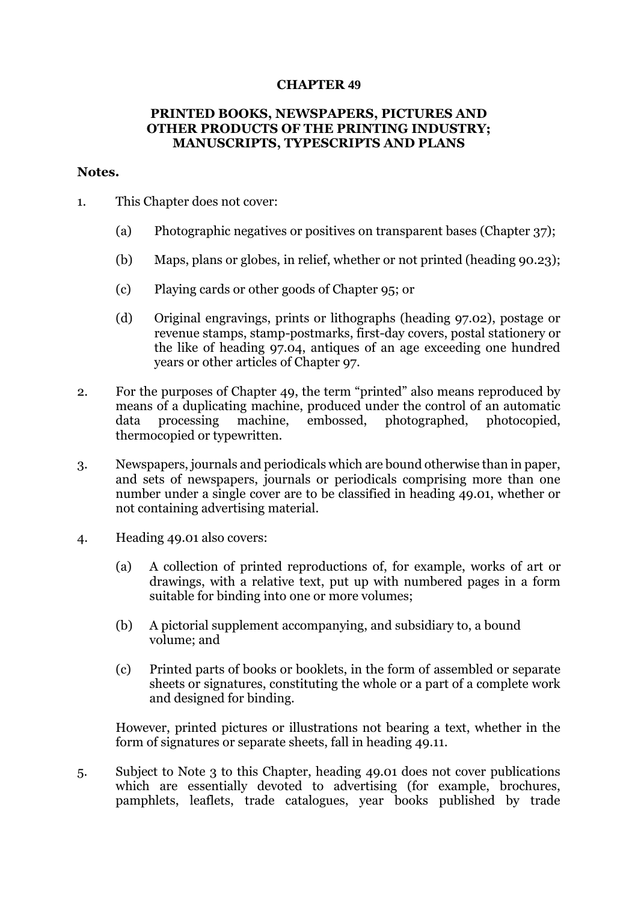# CHAPTER 49

## PRINTED BOOKS, NEWSPAPERS, PICTURES AND OTHER PRODUCTS OF THE PRINTING INDUSTRY; MANUSCRIPTS, TYPESCRIPTS AND PLANS

**Notes.**

1. This Chapter does not cover:

   (a) Photographic negatives or positives on transparent bases (Chapter 37);

   (b) Maps, plans or globes, in relief, whether or not printed (heading 90.23);

   (c) Playing cards or other goods of Chapter 95; or

   (d) Original engravings, prints or lithographs (heading 97.02), postage or revenue stamps, stamp-postmarks, first-day covers, postal stationery or the like of heading 97.04, antiques of an age exceeding one hundred years or other articles of Chapter 97.

2. For the purposes of Chapter 49, the term "printed" also means reproduced by means of a duplicating machine, produced under the control of an automatic data processing machine, embossed, photographed, photocopied, thermocopied or typewritten.

3. Newspapers, journals and periodicals which are bound otherwise than in paper, and sets of newspapers, journals or periodicals comprising more than one number under a single cover are to be classified in heading 49.01, whether or not containing advertising material.

4. Heading 49.01 also covers:

   (a) A collection of printed reproductions of, for example, works of art or drawings, with a relative text, put up with numbered pages in a form suitable for binding into one or more volumes;

   (b) A pictorial supplement accompanying, and subsidiary to, a bound volume; and

   (c) Printed parts of books or booklets, in the form of assembled or separate sheets or signatures, constituting the whole or a part of a complete work and designed for binding.

   However, printed pictures or illustrations not bearing a text, whether in the form of signatures or separate sheets, fall in heading 49.11.

5. Subject to Note 3 to this Chapter, heading 49.01 does not cover publications which are essentially devoted to advertising (for example, brochures, pamphlets, leaflets, trade catalogues, year books published by trade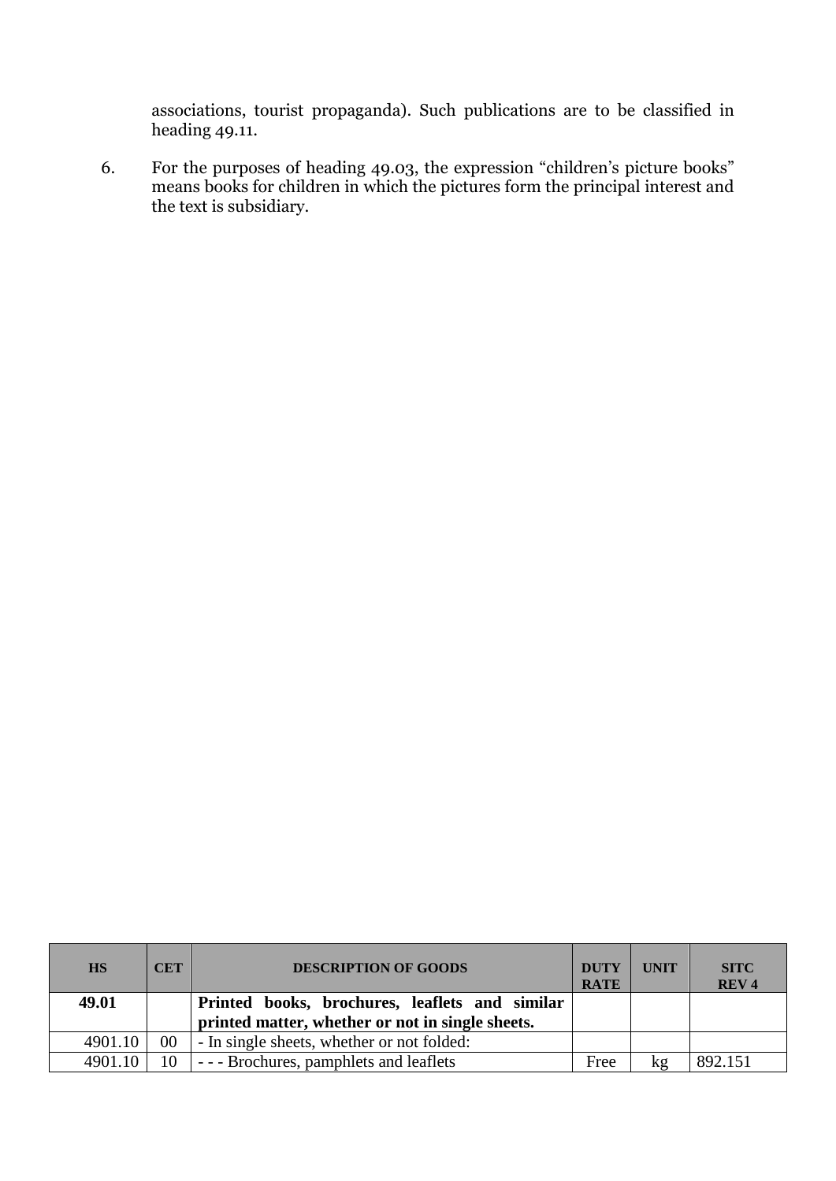associations, tourist propaganda). Such publications are to be classified in heading 49.11.

6. For the purposes of heading 49.03, the expression "children's picture books" means books for children in which the pictures form the principal interest and the text is subsidiary.

| HS | CET | DESCRIPTION OF GOODS | DUTY RATE | UNIT | SITC REV 4 |
|---|---|---|---|---|---|
| **49.01** | | **Printed books, brochures, leaflets and similar printed matter, whether or not in single sheets.** | | | |
| 4901.10 | 00 | - In single sheets, whether or not folded: | | | |
| 4901.10 | 10 | - - - Brochures, pamphlets and leaflets | Free | kg | 892.151 |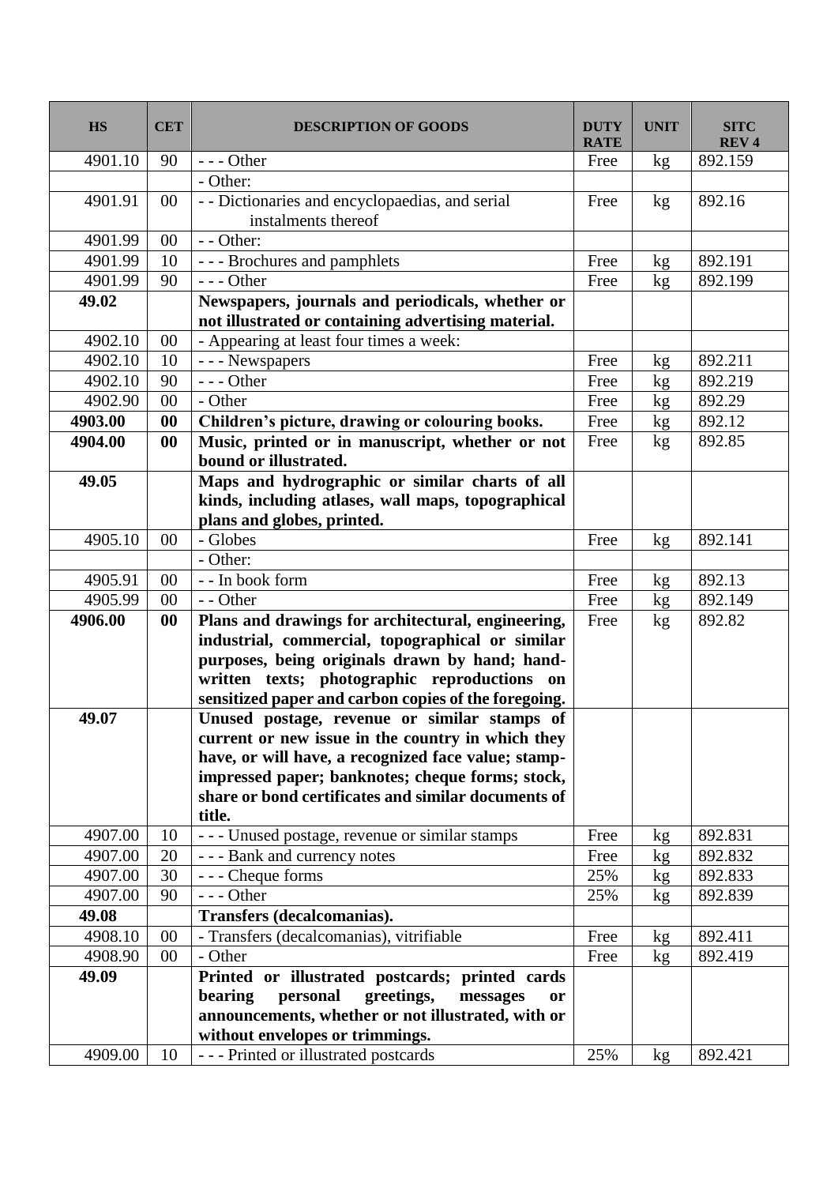| HS | CET | DESCRIPTION OF GOODS | DUTY RATE | UNIT | SITC REV 4 |
|---|---|---|---|---|---|
| 4901.10 | 90 | - - - Other | Free | kg | 892.159 |
| | | - Other: | | | |
| 4901.91 | 00 | - - Dictionaries and encyclopaedias, and serial instalments thereof | Free | kg | 892.16 |
| 4901.99 | 00 | - - Other: | | | |
| 4901.99 | 10 | - - - Brochures and pamphlets | Free | kg | 892.191 |
| 4901.99 | 90 | - - - Other | Free | kg | 892.199 |
| **49.02** | | **Newspapers, journals and periodicals, whether or not illustrated or containing advertising material.** | | | |
| 4902.10 | 00 | - Appearing at least four times a week: | | | |
| 4902.10 | 10 | - - - Newspapers | Free | kg | 892.211 |
| 4902.10 | 90 | - - - Other | Free | kg | 892.219 |
| 4902.90 | 00 | - Other | Free | kg | 892.29 |
| **4903.00** | **00** | **Children's picture, drawing or colouring books.** | Free | kg | 892.12 |
| **4904.00** | **00** | **Music, printed or in manuscript, whether or not bound or illustrated.** | Free | kg | 892.85 |
| **49.05** | | **Maps and hydrographic or similar charts of all kinds, including atlases, wall maps, topographical plans and globes, printed.** | | | |
| 4905.10 | 00 | - Globes | Free | kg | 892.141 |
| | | - Other: | | | |
| 4905.91 | 00 | - - In book form | Free | kg | 892.13 |
| 4905.99 | 00 | - - Other | Free | kg | 892.149 |
| **4906.00** | **00** | **Plans and drawings for architectural, engineering, industrial, commercial, topographical or similar purposes, being originals drawn by hand; hand-written texts; photographic reproductions on sensitized paper and carbon copies of the foregoing.** | Free | kg | 892.82 |
| **49.07** | | **Unused postage, revenue or similar stamps of current or new issue in the country in which they have, or will have, a recognized face value; stamp-impressed paper; banknotes; cheque forms; stock, share or bond certificates and similar documents of title.** | | | |
| 4907.00 | 10 | - - - Unused postage, revenue or similar stamps | Free | kg | 892.831 |
| 4907.00 | 20 | - - - Bank and currency notes | Free | kg | 892.832 |
| 4907.00 | 30 | - - - Cheque forms | 25% | kg | 892.833 |
| 4907.00 | 90 | - - - Other | 25% | kg | 892.839 |
| **49.08** | | **Transfers (decalcomanias).** | | | |
| 4908.10 | 00 | - Transfers (decalcomanias), vitrifiable | Free | kg | 892.411 |
| 4908.90 | 00 | - Other | Free | kg | 892.419 |
| **49.09** | | **Printed or illustrated postcards; printed cards bearing personal greetings, messages or announcements, whether or not illustrated, with or without envelopes or trimmings.** | | | |
| 4909.00 | 10 | - - - Printed or illustrated postcards | 25% | kg | 892.421 |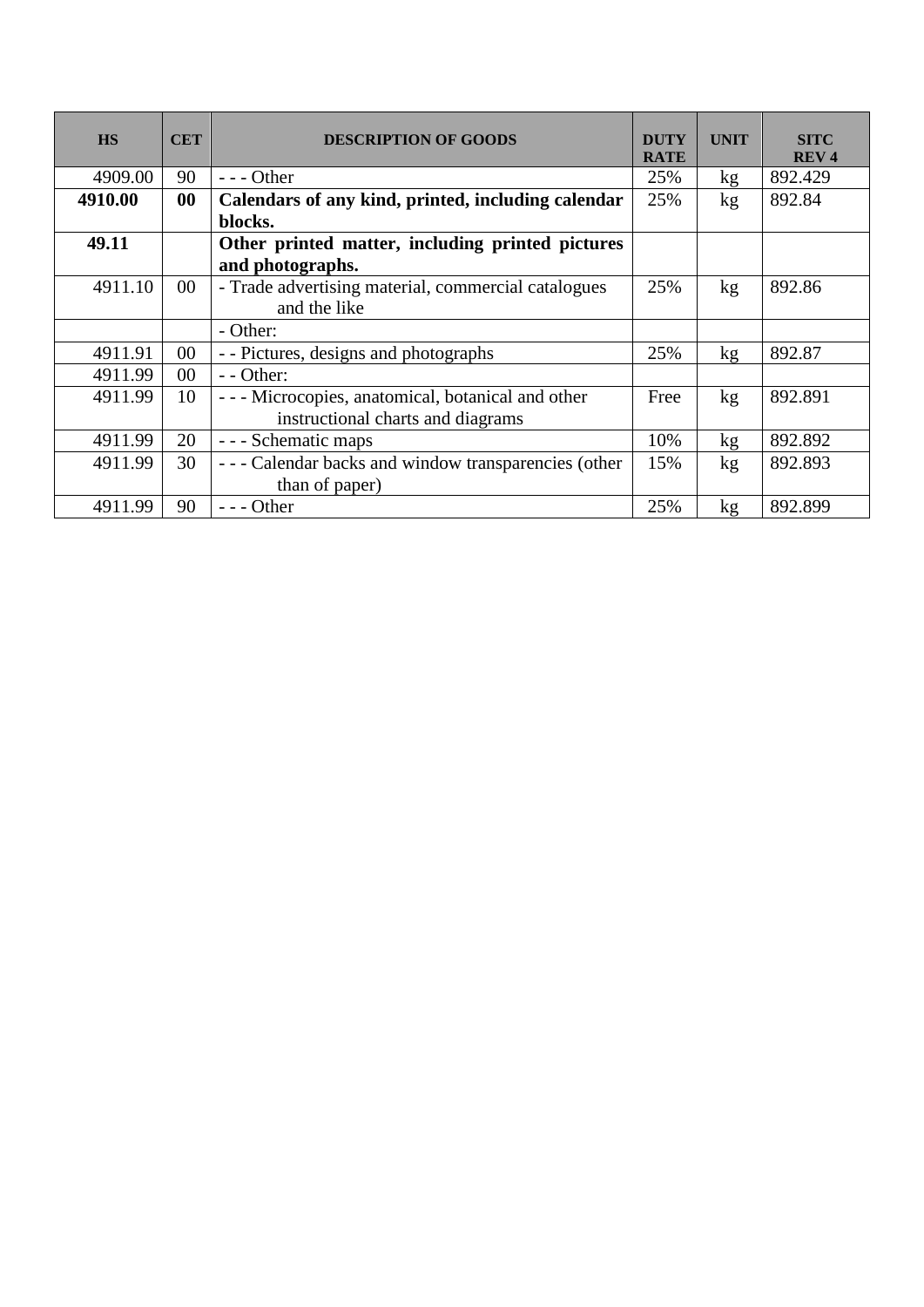| HS | CET | DESCRIPTION OF GOODS | DUTY RATE | UNIT | SITC REV 4 |
|---|---|---|---|---|---|
| 4909.00 | 90 | - - - Other | 25% | kg | 892.429 |
| **4910.00** | **00** | **Calendars of any kind, printed, including calendar blocks.** | 25% | kg | 892.84 |
| **49.11** | | **Other printed matter, including printed pictures and photographs.** | | | |
| 4911.10 | 00 | - Trade advertising material, commercial catalogues and the like | 25% | kg | 892.86 |
| | | - Other: | | | |
| 4911.91 | 00 | - - Pictures, designs and photographs | 25% | kg | 892.87 |
| 4911.99 | 00 | - - Other: | | | |
| 4911.99 | 10 | - - - Microcopies, anatomical, botanical and other instructional charts and diagrams | Free | kg | 892.891 |
| 4911.99 | 20 | - - - Schematic maps | 10% | kg | 892.892 |
| 4911.99 | 30 | - - - Calendar backs and window transparencies (other than of paper) | 15% | kg | 892.893 |
| 4911.99 | 90 | - - - Other | 25% | kg | 892.899 |